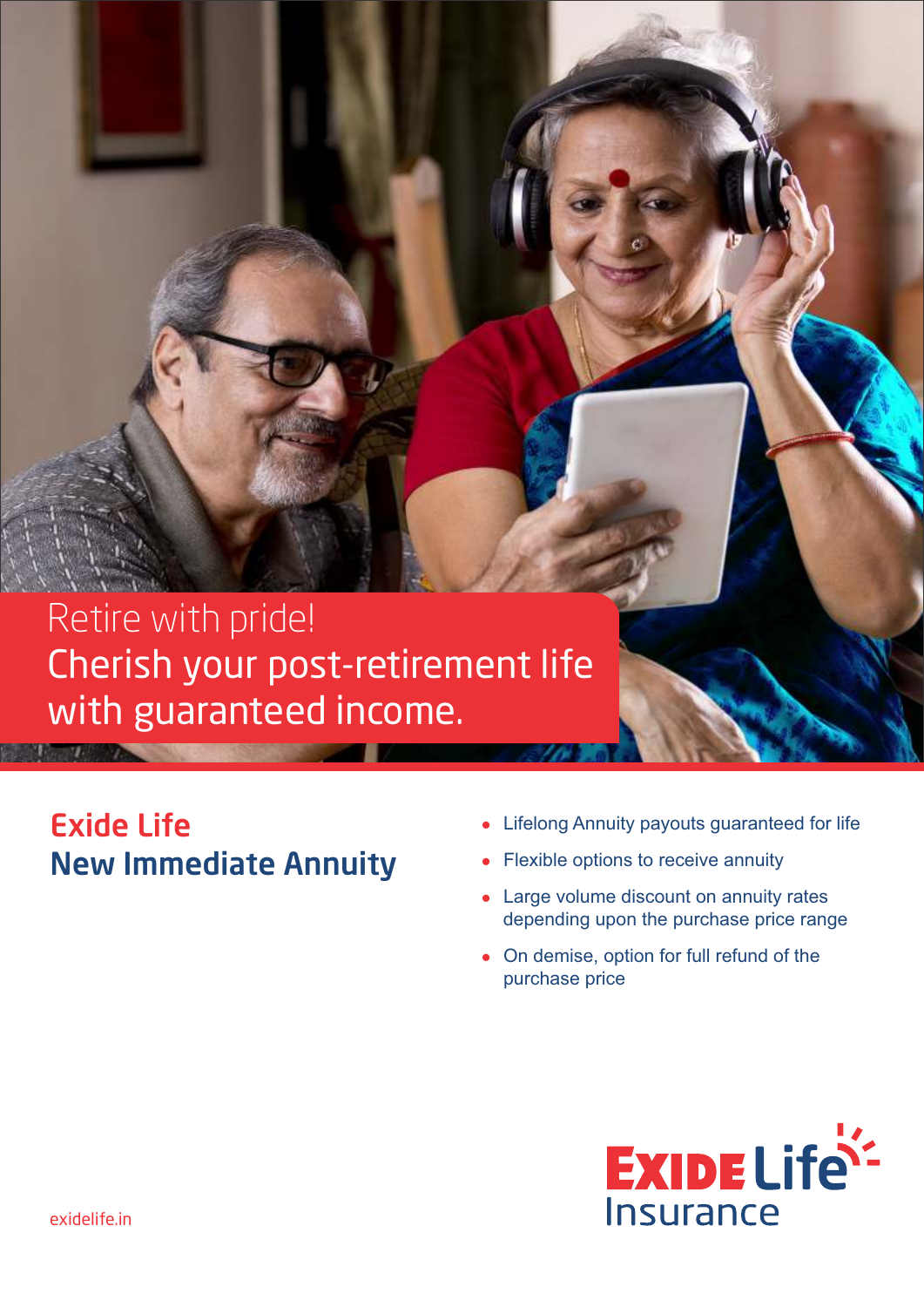Retire with pride!
Cherish your post-retirement life with guaranteed income.

# Exide Life New Immediate Annuity

- Lifelong Annuity payouts guaranteed for life
- Flexible options to receive annuity
- Large volume discount on annuity rates depending upon the purchase price range
- On demise, option for full refund of the purchase price

EXIDE Life Insurance

exidelife.in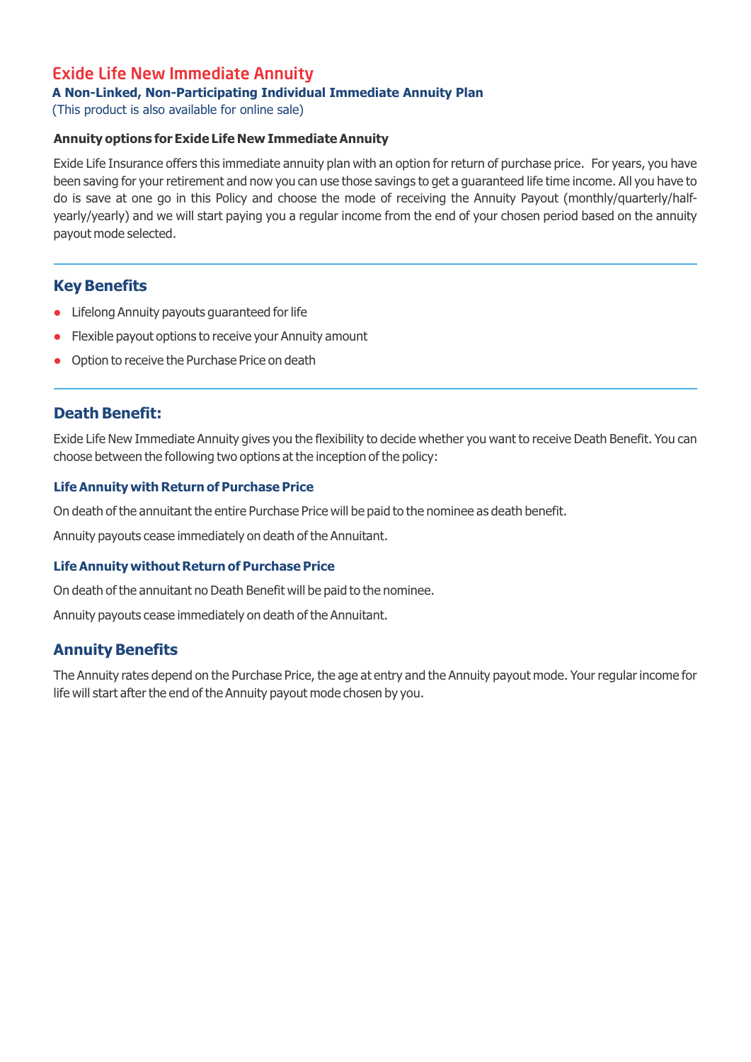# Exide Life New Immediate Annuity

**A Non-Linked, Non-Participating Individual Immediate Annuity Plan**

(This product is also available for online sale)

**Annuity options for Exide Life New Immediate Annuity**

Exide Life Insurance offers this immediate annuity plan with an option for return of purchase price. For years, you have been saving for your retirement and now you can use those savings to get a guaranteed life time income. All you have to do is save at one go in this Policy and choose the mode of receiving the Annuity Payout (monthly/quarterly/half-yearly/yearly) and we will start paying you a regular income from the end of your chosen period based on the annuity payout mode selected.

## Key Benefits

- Lifelong Annuity payouts guaranteed for life
- Flexible payout options to receive your Annuity amount
- Option to receive the Purchase Price on death

## Death Benefit:

Exide Life New Immediate Annuity gives you the flexibility to decide whether you want to receive Death Benefit. You can choose between the following two options at the inception of the policy:

### Life Annuity with Return of Purchase Price

On death of the annuitant the entire Purchase Price will be paid to the nominee as death benefit.

Annuity payouts cease immediately on death of the Annuitant.

### Life Annuity without Return of Purchase Price

On death of the annuitant no Death Benefit will be paid to the nominee.

Annuity payouts cease immediately on death of the Annuitant.

## Annuity Benefits

The Annuity rates depend on the Purchase Price, the age at entry and the Annuity payout mode. Your regular income for life will start after the end of the Annuity payout mode chosen by you.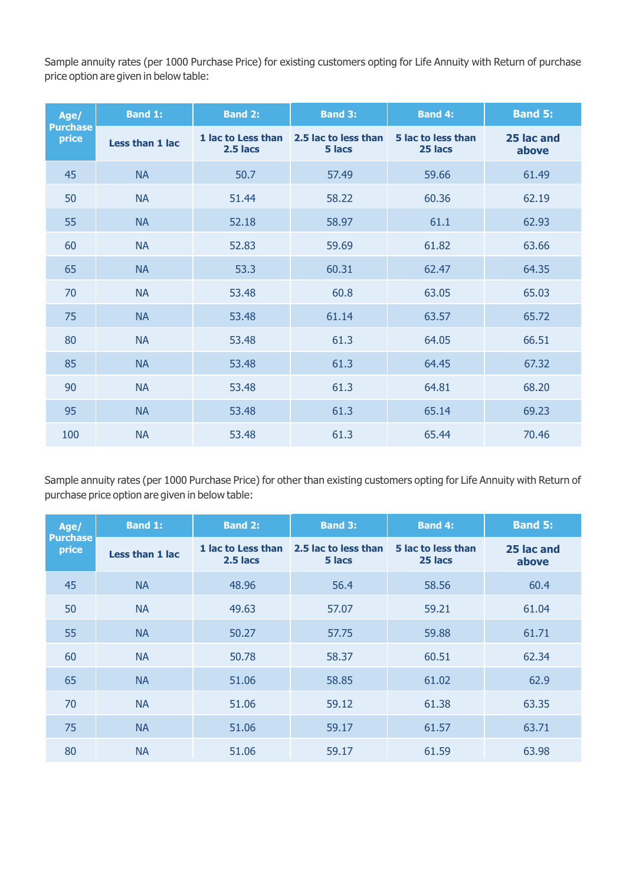Sample annuity rates (per 1000 Purchase Price) for existing customers opting for Life Annuity with Return of purchase price option are given in below table:

| Age/ Purchase price | Band 1: Less than 1 lac | Band 2: 1 lac to Less than 2.5 lacs | Band 3: 2.5 lac to less than 5 lacs | Band 4: 5 lac to less than 25 lacs | Band 5: 25 lac and above |
|---|---|---|---|---|---|
| 45 | NA | 50.7 | 57.49 | 59.66 | 61.49 |
| 50 | NA | 51.44 | 58.22 | 60.36 | 62.19 |
| 55 | NA | 52.18 | 58.97 | 61.1 | 62.93 |
| 60 | NA | 52.83 | 59.69 | 61.82 | 63.66 |
| 65 | NA | 53.3 | 60.31 | 62.47 | 64.35 |
| 70 | NA | 53.48 | 60.8 | 63.05 | 65.03 |
| 75 | NA | 53.48 | 61.14 | 63.57 | 65.72 |
| 80 | NA | 53.48 | 61.3 | 64.05 | 66.51 |
| 85 | NA | 53.48 | 61.3 | 64.45 | 67.32 |
| 90 | NA | 53.48 | 61.3 | 64.81 | 68.20 |
| 95 | NA | 53.48 | 61.3 | 65.14 | 69.23 |
| 100 | NA | 53.48 | 61.3 | 65.44 | 70.46 |

Sample annuity rates (per 1000 Purchase Price) for other than existing customers opting for Life Annuity with Return of purchase price option are given in below table:

| Age/ Purchase price | Band 1: Less than 1 lac | Band 2: 1 lac to Less than 2.5 lacs | Band 3: 2.5 lac to less than 5 lacs | Band 4: 5 lac to less than 25 lacs | Band 5: 25 lac and above |
|---|---|---|---|---|---|
| 45 | NA | 48.96 | 56.4 | 58.56 | 60.4 |
| 50 | NA | 49.63 | 57.07 | 59.21 | 61.04 |
| 55 | NA | 50.27 | 57.75 | 59.88 | 61.71 |
| 60 | NA | 50.78 | 58.37 | 60.51 | 62.34 |
| 65 | NA | 51.06 | 58.85 | 61.02 | 62.9 |
| 70 | NA | 51.06 | 59.12 | 61.38 | 63.35 |
| 75 | NA | 51.06 | 59.17 | 61.57 | 63.71 |
| 80 | NA | 51.06 | 59.17 | 61.59 | 63.98 |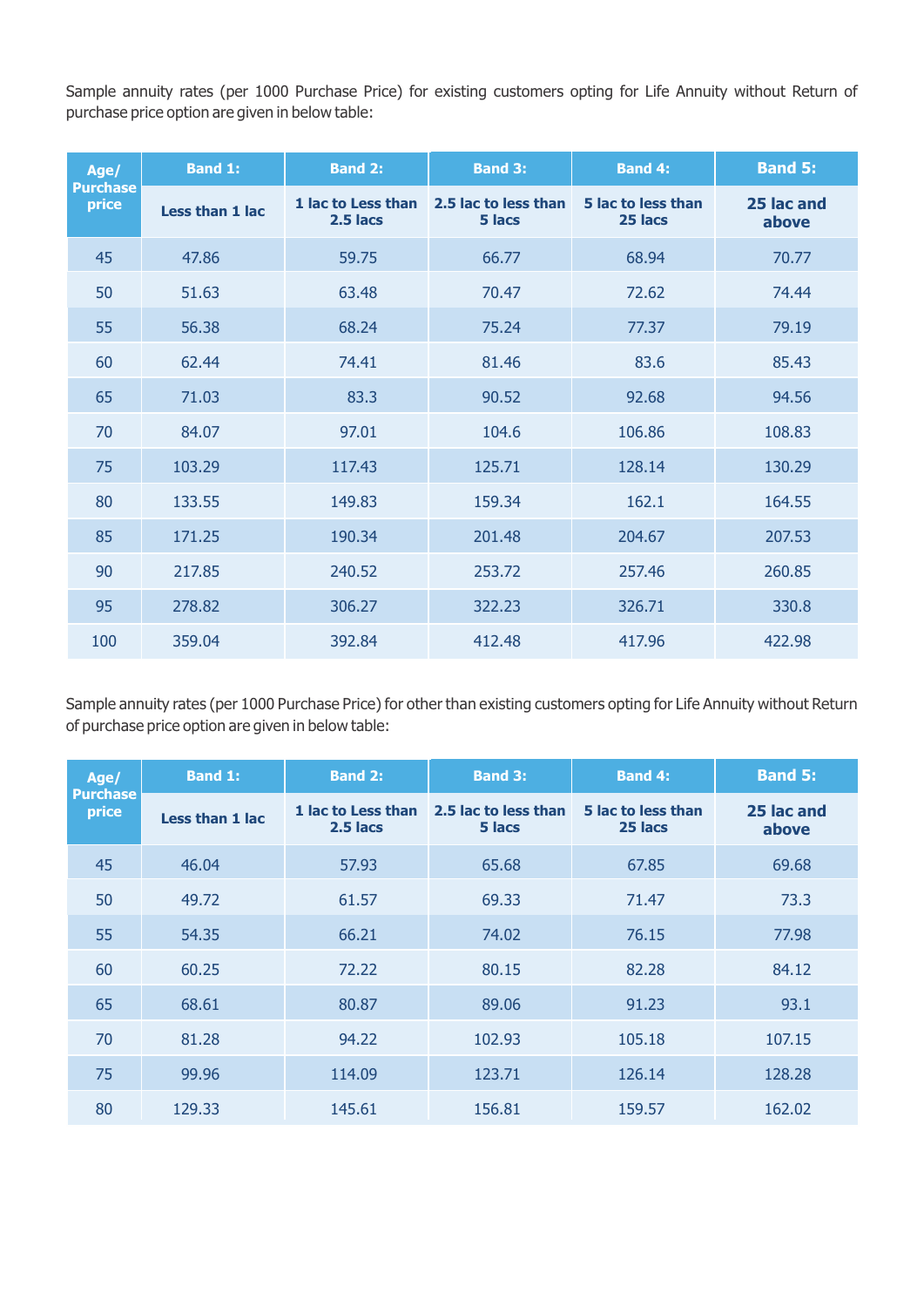Sample annuity rates (per 1000 Purchase Price) for existing customers opting for Life Annuity without Return of purchase price option are given in below table:

| Age/ Purchase price | Band 1: Less than 1 lac | Band 2: 1 lac to Less than 2.5 lacs | Band 3: 2.5 lac to less than 5 lacs | Band 4: 5 lac to less than 25 lacs | Band 5: 25 lac and above |
|---|---|---|---|---|---|
| 45 | 47.86 | 59.75 | 66.77 | 68.94 | 70.77 |
| 50 | 51.63 | 63.48 | 70.47 | 72.62 | 74.44 |
| 55 | 56.38 | 68.24 | 75.24 | 77.37 | 79.19 |
| 60 | 62.44 | 74.41 | 81.46 | 83.6 | 85.43 |
| 65 | 71.03 | 83.3 | 90.52 | 92.68 | 94.56 |
| 70 | 84.07 | 97.01 | 104.6 | 106.86 | 108.83 |
| 75 | 103.29 | 117.43 | 125.71 | 128.14 | 130.29 |
| 80 | 133.55 | 149.83 | 159.34 | 162.1 | 164.55 |
| 85 | 171.25 | 190.34 | 201.48 | 204.67 | 207.53 |
| 90 | 217.85 | 240.52 | 253.72 | 257.46 | 260.85 |
| 95 | 278.82 | 306.27 | 322.23 | 326.71 | 330.8 |
| 100 | 359.04 | 392.84 | 412.48 | 417.96 | 422.98 |

Sample annuity rates (per 1000 Purchase Price) for other than existing customers opting for Life Annuity without Return of purchase price option are given in below table:

| Age/ Purchase price | Band 1: Less than 1 lac | Band 2: 1 lac to Less than 2.5 lacs | Band 3: 2.5 lac to less than 5 lacs | Band 4: 5 lac to less than 25 lacs | Band 5: 25 lac and above |
|---|---|---|---|---|---|
| 45 | 46.04 | 57.93 | 65.68 | 67.85 | 69.68 |
| 50 | 49.72 | 61.57 | 69.33 | 71.47 | 73.3 |
| 55 | 54.35 | 66.21 | 74.02 | 76.15 | 77.98 |
| 60 | 60.25 | 72.22 | 80.15 | 82.28 | 84.12 |
| 65 | 68.61 | 80.87 | 89.06 | 91.23 | 93.1 |
| 70 | 81.28 | 94.22 | 102.93 | 105.18 | 107.15 |
| 75 | 99.96 | 114.09 | 123.71 | 126.14 | 128.28 |
| 80 | 129.33 | 145.61 | 156.81 | 159.57 | 162.02 |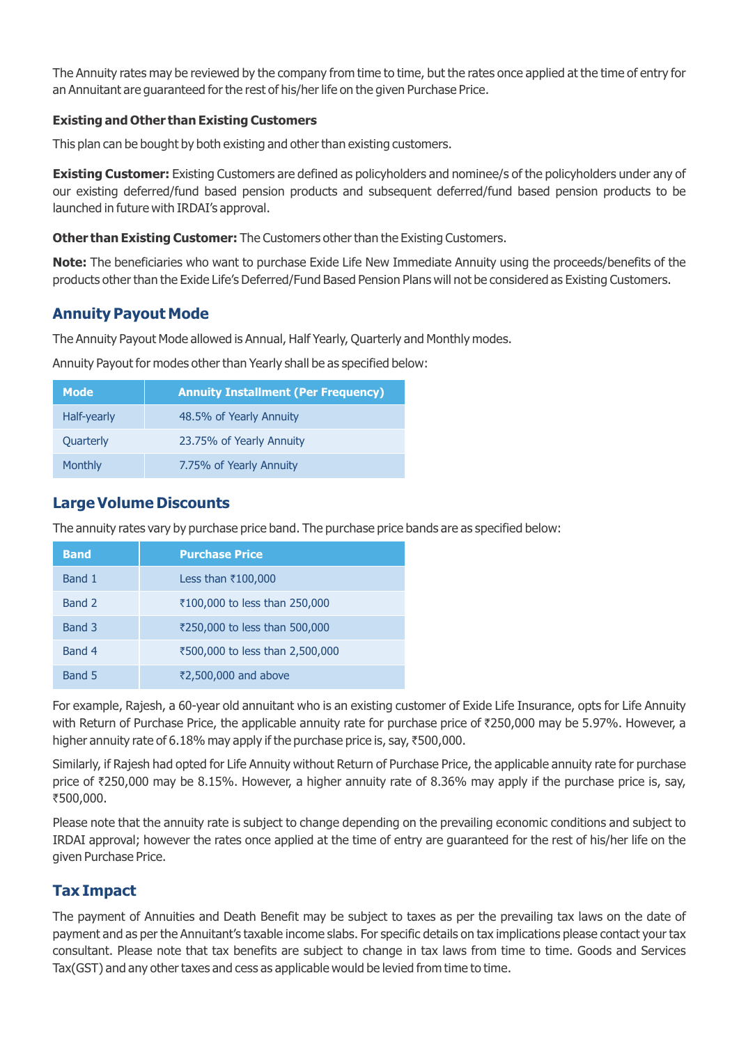The Annuity rates may be reviewed by the company from time to time, but the rates once applied at the time of entry for an Annuitant are guaranteed for the rest of his/her life on the given Purchase Price.

**Existing and Other than Existing Customers**

This plan can be bought by both existing and other than existing customers.

**Existing Customer:** Existing Customers are defined as policyholders and nominee/s of the policyholders under any of our existing deferred/fund based pension products and subsequent deferred/fund based pension products to be launched in future with IRDAI's approval.

**Other than Existing Customer:** The Customers other than the Existing Customers.

**Note:** The beneficiaries who want to purchase Exide Life New Immediate Annuity using the proceeds/benefits of the products other than the Exide Life's Deferred/Fund Based Pension Plans will not be considered as Existing Customers.

## Annuity Payout Mode

The Annuity Payout Mode allowed is Annual, Half Yearly, Quarterly and Monthly modes.

Annuity Payout for modes other than Yearly shall be as specified below:

| Mode | Annuity Installment (Per Frequency) |
|---|---|
| Half-yearly | 48.5% of Yearly Annuity |
| Quarterly | 23.75% of Yearly Annuity |
| Monthly | 7.75% of Yearly Annuity |

## Large Volume Discounts

The annuity rates vary by purchase price band. The purchase price bands are as specified below:

| Band | Purchase Price |
|---|---|
| Band 1 | Less than ₹100,000 |
| Band 2 | ₹100,000 to less than 250,000 |
| Band 3 | ₹250,000 to less than 500,000 |
| Band 4 | ₹500,000 to less than 2,500,000 |
| Band 5 | ₹2,500,000 and above |

For example, Rajesh, a 60-year old annuitant who is an existing customer of Exide Life Insurance, opts for Life Annuity with Return of Purchase Price, the applicable annuity rate for purchase price of ₹250,000 may be 5.97%. However, a higher annuity rate of 6.18% may apply if the purchase price is, say, ₹500,000.

Similarly, if Rajesh had opted for Life Annuity without Return of Purchase Price, the applicable annuity rate for purchase price of ₹250,000 may be 8.15%. However, a higher annuity rate of 8.36% may apply if the purchase price is, say, ₹500,000.

Please note that the annuity rate is subject to change depending on the prevailing economic conditions and subject to IRDAI approval; however the rates once applied at the time of entry are guaranteed for the rest of his/her life on the given Purchase Price.

## Tax Impact

The payment of Annuities and Death Benefit may be subject to taxes as per the prevailing tax laws on the date of payment and as per the Annuitant's taxable income slabs. For specific details on tax implications please contact your tax consultant. Please note that tax benefits are subject to change in tax laws from time to time. Goods and Services Tax(GST) and any other taxes and cess as applicable would be levied from time to time.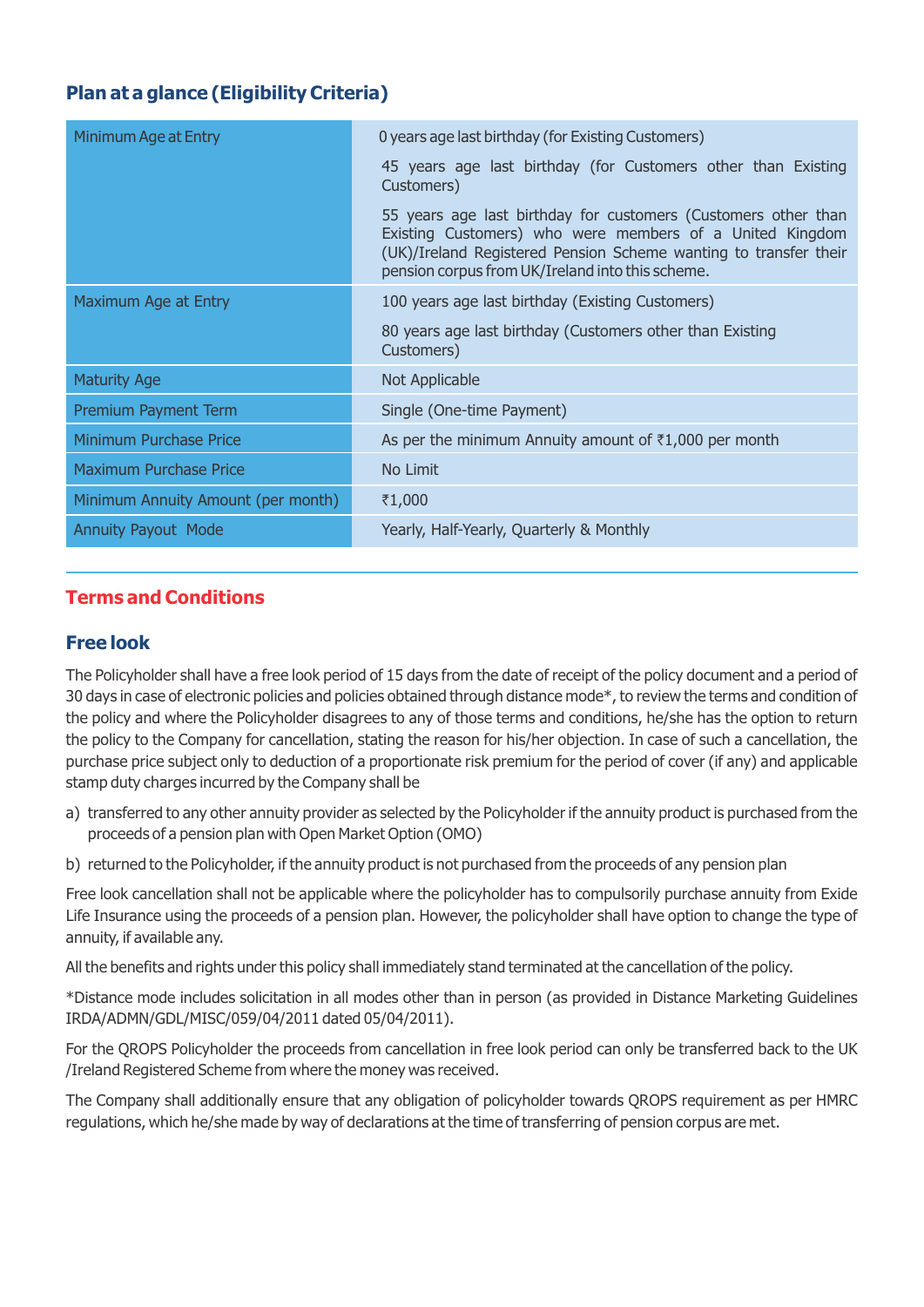## Plan at a glance (Eligibility Criteria)

| | |
|---|---|
| Minimum Age at Entry | 0 years age last birthday (for Existing Customers)<br><br>45 years age last birthday (for Customers other than Existing Customers)<br><br>55 years age last birthday for customers (Customers other than Existing Customers) who were members of a United Kingdom (UK)/Ireland Registered Pension Scheme wanting to transfer their pension corpus from UK/Ireland into this scheme. |
| Maximum Age at Entry | 100 years age last birthday (Existing Customers)<br><br>80 years age last birthday (Customers other than Existing Customers) |
| Maturity Age | Not Applicable |
| Premium Payment Term | Single (One-time Payment) |
| Minimum Purchase Price | As per the minimum Annuity amount of ₹1,000 per month |
| Maximum Purchase Price | No Limit |
| Minimum Annuity Amount (per month) | ₹1,000 |
| Annuity Payout Mode | Yearly, Half-Yearly, Quarterly & Monthly |

## Terms and Conditions

### Free look

The Policyholder shall have a free look period of 15 days from the date of receipt of the policy document and a period of 30 days in case of electronic policies and policies obtained through distance mode*, to review the terms and condition of the policy and where the Policyholder disagrees to any of those terms and conditions, he/she has the option to return the policy to the Company for cancellation, stating the reason for his/her objection. In case of such a cancellation, the purchase price subject only to deduction of a proportionate risk premium for the period of cover (if any) and applicable stamp duty charges incurred by the Company shall be

a) transferred to any other annuity provider as selected by the Policyholder if the annuity product is purchased from the proceeds of a pension plan with Open Market Option (OMO)

b) returned to the Policyholder, if the annuity product is not purchased from the proceeds of any pension plan

Free look cancellation shall not be applicable where the policyholder has to compulsorily purchase annuity from Exide Life Insurance using the proceeds of a pension plan. However, the policyholder shall have option to change the type of annuity, if available any.

All the benefits and rights under this policy shall immediately stand terminated at the cancellation of the policy.

*Distance mode includes solicitation in all modes other than in person (as provided in Distance Marketing Guidelines IRDA/ADMN/GDL/MISC/059/04/2011 dated 05/04/2011).

For the QROPS Policyholder the proceeds from cancellation in free look period can only be transferred back to the UK /Ireland Registered Scheme from where the money was received.

The Company shall additionally ensure that any obligation of policyholder towards QROPS requirement as per HMRC regulations, which he/she made by way of declarations at the time of transferring of pension corpus are met.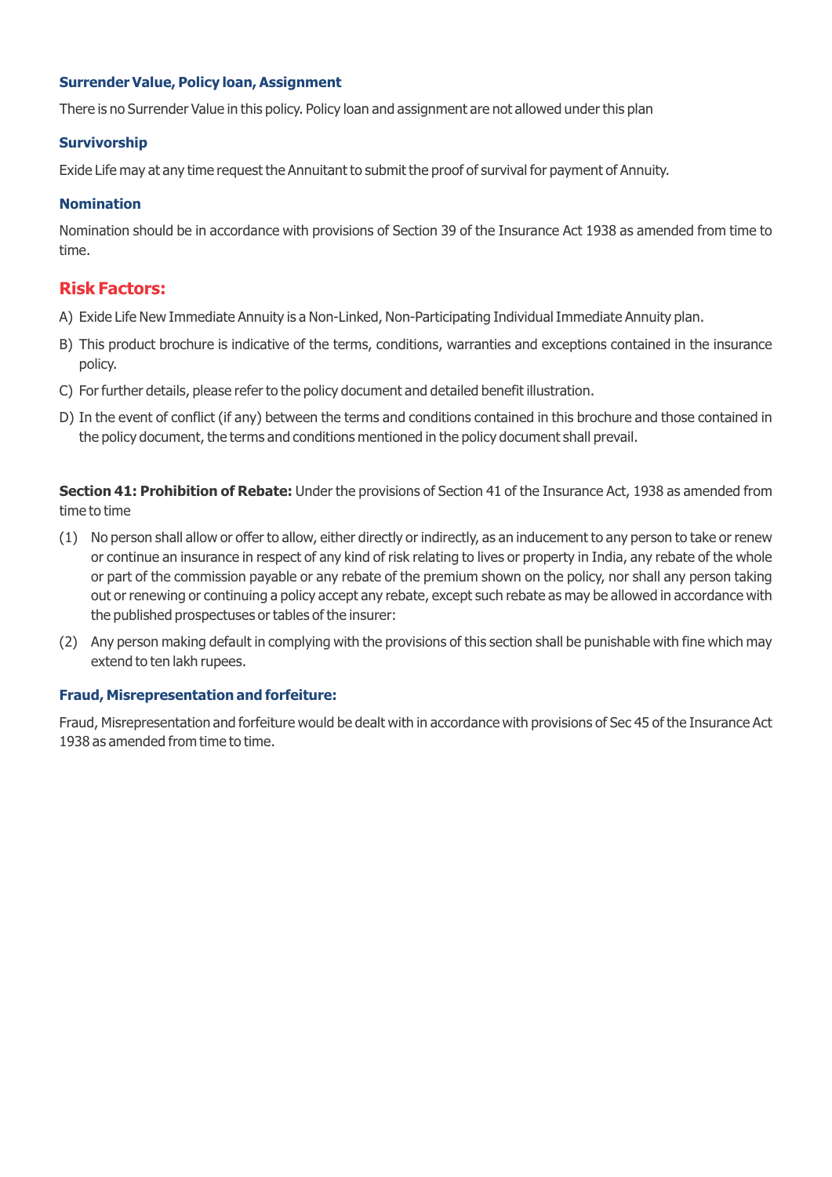### Surrender Value, Policy loan, Assignment

There is no Surrender Value in this policy. Policy loan and assignment are not allowed under this plan

### Survivorship

Exide Life may at any time request the Annuitant to submit the proof of survival for payment of Annuity.

### Nomination

Nomination should be in accordance with provisions of Section 39 of the Insurance Act 1938 as amended from time to time.

## Risk Factors:

A) Exide Life New Immediate Annuity is a Non-Linked, Non-Participating Individual Immediate Annuity plan.

B) This product brochure is indicative of the terms, conditions, warranties and exceptions contained in the insurance policy.

C) For further details, please refer to the policy document and detailed benefit illustration.

D) In the event of conflict (if any) between the terms and conditions contained in this brochure and those contained in the policy document, the terms and conditions mentioned in the policy document shall prevail.

**Section 41: Prohibition of Rebate:** Under the provisions of Section 41 of the Insurance Act, 1938 as amended from time to time

(1) No person shall allow or offer to allow, either directly or indirectly, as an inducement to any person to take or renew or continue an insurance in respect of any kind of risk relating to lives or property in India, any rebate of the whole or part of the commission payable or any rebate of the premium shown on the policy, nor shall any person taking out or renewing or continuing a policy accept any rebate, except such rebate as may be allowed in accordance with the published prospectuses or tables of the insurer:

(2) Any person making default in complying with the provisions of this section shall be punishable with fine which may extend to ten lakh rupees.

### Fraud, Misrepresentation and forfeiture:

Fraud, Misrepresentation and forfeiture would be dealt with in accordance with provisions of Sec 45 of the Insurance Act 1938 as amended from time to time.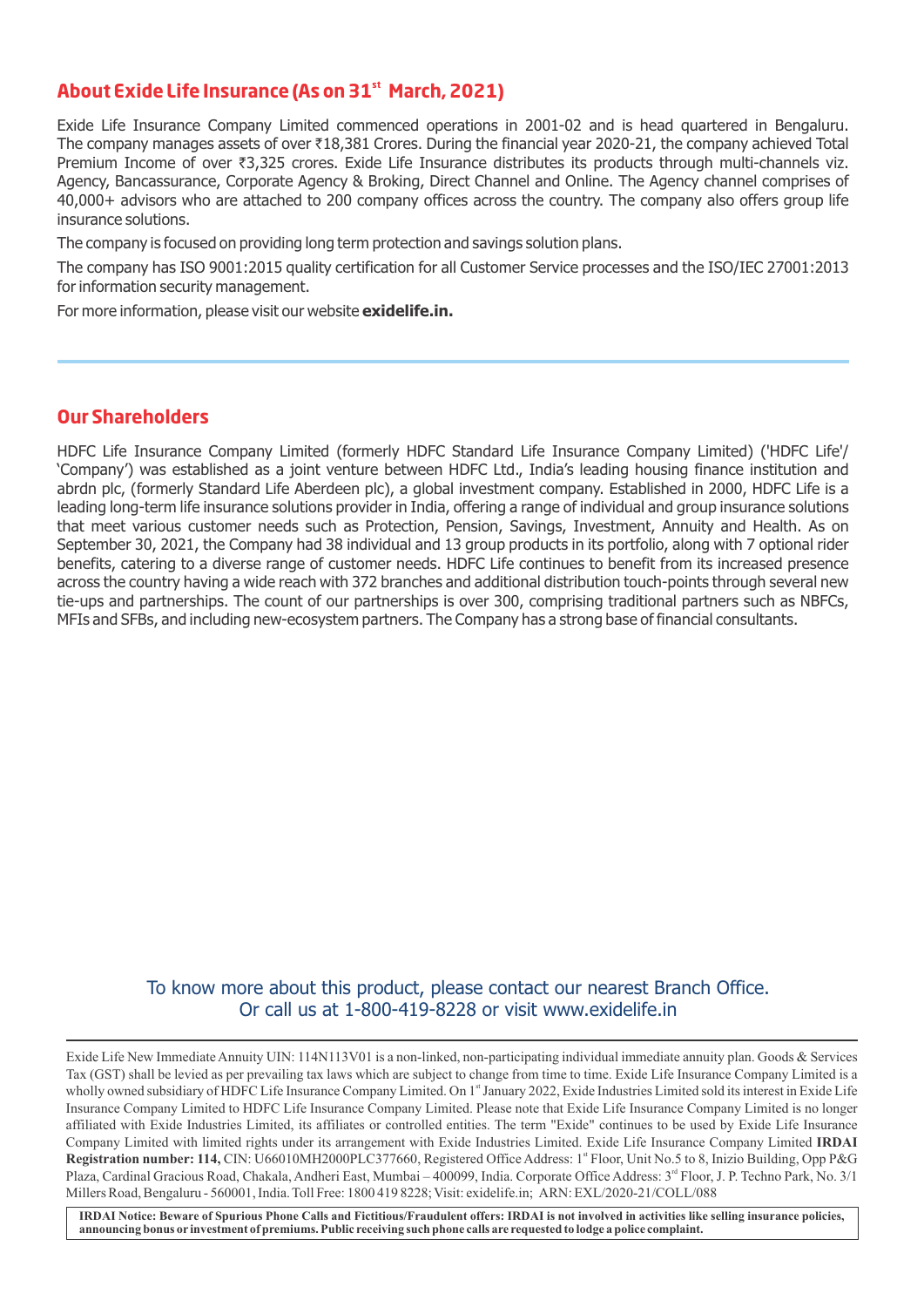## About Exide Life Insurance (As on 31st March, 2021)

Exide Life Insurance Company Limited commenced operations in 2001-02 and is head quartered in Bengaluru. The company manages assets of over ₹18,381 Crores. During the financial year 2020-21, the company achieved Total Premium Income of over ₹3,325 crores. Exide Life Insurance distributes its products through multi-channels viz. Agency, Bancassurance, Corporate Agency & Broking, Direct Channel and Online. The Agency channel comprises of 40,000+ advisors who are attached to 200 company offices across the country. The company also offers group life insurance solutions.

The company is focused on providing long term protection and savings solution plans.

The company has ISO 9001:2015 quality certification for all Customer Service processes and the ISO/IEC 27001:2013 for information security management.

For more information, please visit our website **exidelife.in.**

## Our Shareholders

HDFC Life Insurance Company Limited (formerly HDFC Standard Life Insurance Company Limited) ('HDFC Life'/ 'Company') was established as a joint venture between HDFC Ltd., India's leading housing finance institution and abrdn plc, (formerly Standard Life Aberdeen plc), a global investment company. Established in 2000, HDFC Life is a leading long-term life insurance solutions provider in India, offering a range of individual and group insurance solutions that meet various customer needs such as Protection, Pension, Savings, Investment, Annuity and Health. As on September 30, 2021, the Company had 38 individual and 13 group products in its portfolio, along with 7 optional rider benefits, catering to a diverse range of customer needs. HDFC Life continues to benefit from its increased presence across the country having a wide reach with 372 branches and additional distribution touch-points through several new tie-ups and partnerships. The count of our partnerships is over 300, comprising traditional partners such as NBFCs, MFIs and SFBs, and including new-ecosystem partners. The Company has a strong base of financial consultants.

To know more about this product, please contact our nearest Branch Office.
Or call us at 1-800-419-8228 or visit www.exidelife.in

Exide Life New Immediate Annuity UIN: 114N113V01 is a non-linked, non-participating individual immediate annuity plan. Goods & Services Tax (GST) shall be levied as per prevailing tax laws which are subject to change from time to time. Exide Life Insurance Company Limited is a wholly owned subsidiary of HDFC Life Insurance Company Limited. On 1st January 2022, Exide Industries Limited sold its interest in Exide Life Insurance Company Limited to HDFC Life Insurance Company Limited. Please note that Exide Life Insurance Company Limited is no longer affiliated with Exide Industries Limited, its affiliates or controlled entities. The term "Exide" continues to be used by Exide Life Insurance Company Limited with limited rights under its arrangement with Exide Industries Limited. Exide Life Insurance Company Limited **IRDAI Registration number: 114,** CIN: U66010MH2000PLC377660, Registered Office Address: 1st Floor, Unit No.5 to 8, Inizio Building, Opp P&G Plaza, Cardinal Gracious Road, Chakala, Andheri East, Mumbai – 400099, India. Corporate Office Address: 3rd Floor, J. P. Techno Park, No. 3/1 Millers Road, Bengaluru - 560001, India. Toll Free: 1800 419 8228; Visit: exidelife.in; ARN: EXL/2020-21/COLL/088

**IRDAI Notice: Beware of Spurious Phone Calls and Fictitious/Fraudulent offers: IRDAI is not involved in activities like selling insurance policies, announcing bonus or investment of premiums. Public receiving such phone calls are requested to lodge a police complaint.**